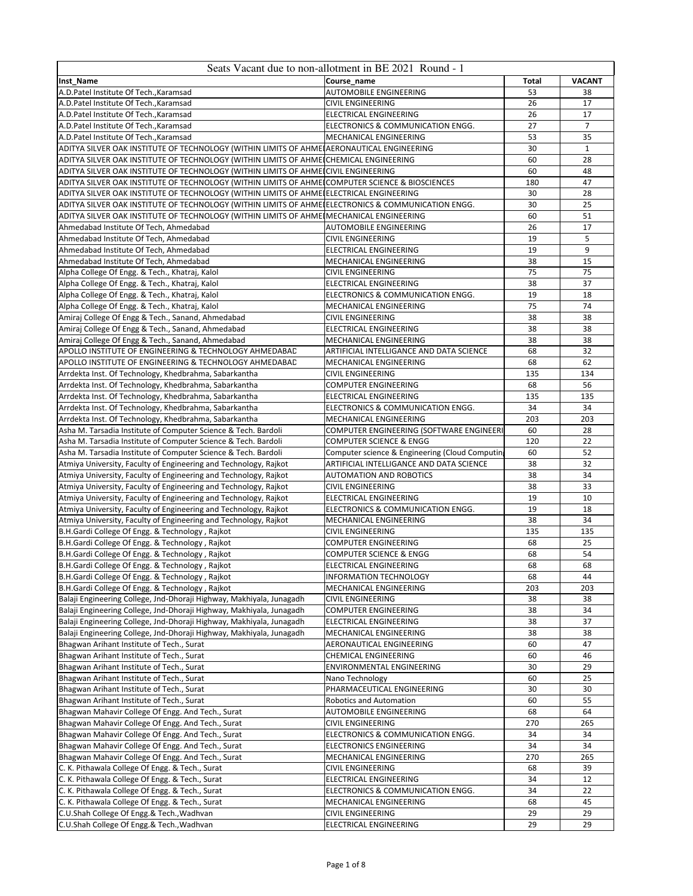| Seats Vacant due to non-allotment in BE 2021 Round - 1 | | | |
|---|---|---|---|
| **Inst_Name** | **Course_name** | **Total** | **VACANT** |
| A.D.Patel Institute Of Tech.,Karamsad | AUTOMOBILE ENGINEERING | 53 | 38 |
| A.D.Patel Institute Of Tech.,Karamsad | CIVIL ENGINEERING | 26 | 17 |
| A.D.Patel Institute Of Tech.,Karamsad | ELECTRICAL ENGINEERING | 26 | 17 |
| A.D.Patel Institute Of Tech.,Karamsad | ELECTRONICS & COMMUNICATION ENGG. | 27 | 7 |
| A.D.Patel Institute Of Tech.,Karamsad | MECHANICAL ENGINEERING | 53 | 35 |
| ADITYA SILVER OAK INSTITUTE OF TECHNOLOGY (WITHIN LIMITS OF AHME | AERONAUTICAL ENGINEERING | 30 | 1 |
| ADITYA SILVER OAK INSTITUTE OF TECHNOLOGY (WITHIN LIMITS OF AHME | CHEMICAL ENGINEERING | 60 | 28 |
| ADITYA SILVER OAK INSTITUTE OF TECHNOLOGY (WITHIN LIMITS OF AHME | CIVIL ENGINEERING | 60 | 48 |
| ADITYA SILVER OAK INSTITUTE OF TECHNOLOGY (WITHIN LIMITS OF AHME | COMPUTER SCIENCE & BIOSCIENCES | 180 | 47 |
| ADITYA SILVER OAK INSTITUTE OF TECHNOLOGY (WITHIN LIMITS OF AHME | ELECTRICAL ENGINEERING | 30 | 28 |
| ADITYA SILVER OAK INSTITUTE OF TECHNOLOGY (WITHIN LIMITS OF AHME | ELECTRONICS & COMMUNICATION ENGG. | 30 | 25 |
| ADITYA SILVER OAK INSTITUTE OF TECHNOLOGY (WITHIN LIMITS OF AHME | MECHANICAL ENGINEERING | 60 | 51 |
| Ahmedabad Institute Of Tech, Ahmedabad | AUTOMOBILE ENGINEERING | 26 | 17 |
| Ahmedabad Institute Of Tech, Ahmedabad | CIVIL ENGINEERING | 19 | 5 |
| Ahmedabad Institute Of Tech, Ahmedabad | ELECTRICAL ENGINEERING | 19 | 9 |
| Ahmedabad Institute Of Tech, Ahmedabad | MECHANICAL ENGINEERING | 38 | 15 |
| Alpha College Of Engg. & Tech., Khatraj, Kalol | CIVIL ENGINEERING | 75 | 75 |
| Alpha College Of Engg. & Tech., Khatraj, Kalol | ELECTRICAL ENGINEERING | 38 | 37 |
| Alpha College Of Engg. & Tech., Khatraj, Kalol | ELECTRONICS & COMMUNICATION ENGG. | 19 | 18 |
| Alpha College Of Engg. & Tech., Khatraj, Kalol | MECHANICAL ENGINEERING | 75 | 74 |
| Amiraj College Of Engg & Tech., Sanand, Ahmedabad | CIVIL ENGINEERING | 38 | 38 |
| Amiraj College Of Engg & Tech., Sanand, Ahmedabad | ELECTRICAL ENGINEERING | 38 | 38 |
| Amiraj College Of Engg & Tech., Sanand, Ahmedabad | MECHANICAL ENGINEERING | 38 | 38 |
| APOLLO INSTITUTE OF ENGINEERING & TECHNOLOGY AHMEDABAD | ARTIFICIAL INTELLIGANCE AND DATA SCIENCE | 68 | 32 |
| APOLLO INSTITUTE OF ENGINEERING & TECHNOLOGY AHMEDABAD | MECHANICAL ENGINEERING | 68 | 62 |
| Arrdekta Inst. Of Technology, Khedbrahma, Sabarkantha | CIVIL ENGINEERING | 135 | 134 |
| Arrdekta Inst. Of Technology, Khedbrahma, Sabarkantha | COMPUTER ENGINEERING | 68 | 56 |
| Arrdekta Inst. Of Technology, Khedbrahma, Sabarkantha | ELECTRICAL ENGINEERING | 135 | 135 |
| Arrdekta Inst. Of Technology, Khedbrahma, Sabarkantha | ELECTRONICS & COMMUNICATION ENGG. | 34 | 34 |
| Arrdekta Inst. Of Technology, Khedbrahma, Sabarkantha | MECHANICAL ENGINEERING | 203 | 203 |
| Asha M. Tarsadia Institute of Computer Science & Tech. Bardoli | COMPUTER ENGINEERING (SOFTWARE ENGINEERI | 60 | 28 |
| Asha M. Tarsadia Institute of Computer Science & Tech. Bardoli | COMPUTER SCIENCE & ENGG | 120 | 22 |
| Asha M. Tarsadia Institute of Computer Science & Tech. Bardoli | Computer science & Engineering (Cloud Computin | 60 | 52 |
| Atmiya University, Faculty of Engineering and Technology, Rajkot | ARTIFICIAL INTELLIGANCE AND DATA SCIENCE | 38 | 32 |
| Atmiya University, Faculty of Engineering and Technology, Rajkot | AUTOMATION AND ROBOTICS | 38 | 34 |
| Atmiya University, Faculty of Engineering and Technology, Rajkot | CIVIL ENGINEERING | 38 | 33 |
| Atmiya University, Faculty of Engineering and Technology, Rajkot | ELECTRICAL ENGINEERING | 19 | 10 |
| Atmiya University, Faculty of Engineering and Technology, Rajkot | ELECTRONICS & COMMUNICATION ENGG. | 19 | 18 |
| Atmiya University, Faculty of Engineering and Technology, Rajkot | MECHANICAL ENGINEERING | 38 | 34 |
| B.H.Gardi College Of Engg. & Technology , Rajkot | CIVIL ENGINEERING | 135 | 135 |
| B.H.Gardi College Of Engg. & Technology , Rajkot | COMPUTER ENGINEERING | 68 | 25 |
| B.H.Gardi College Of Engg. & Technology , Rajkot | COMPUTER SCIENCE & ENGG | 68 | 54 |
| B.H.Gardi College Of Engg. & Technology , Rajkot | ELECTRICAL ENGINEERING | 68 | 68 |
| B.H.Gardi College Of Engg. & Technology , Rajkot | INFORMATION TECHNOLOGY | 68 | 44 |
| B.H.Gardi College Of Engg. & Technology , Rajkot | MECHANICAL ENGINEERING | 203 | 203 |
| Balaji Engineering College, Jnd-Dhoraji Highway, Makhiyala, Junagadh | CIVIL ENGINEERING | 38 | 38 |
| Balaji Engineering College, Jnd-Dhoraji Highway, Makhiyala, Junagadh | COMPUTER ENGINEERING | 38 | 34 |
| Balaji Engineering College, Jnd-Dhoraji Highway, Makhiyala, Junagadh | ELECTRICAL ENGINEERING | 38 | 37 |
| Balaji Engineering College, Jnd-Dhoraji Highway, Makhiyala, Junagadh | MECHANICAL ENGINEERING | 38 | 38 |
| Bhagwan Arihant Institute of Tech., Surat | AERONAUTICAL ENGINEERING | 60 | 47 |
| Bhagwan Arihant Institute of Tech., Surat | CHEMICAL ENGINEERING | 60 | 46 |
| Bhagwan Arihant Institute of Tech., Surat | ENVIRONMENTAL ENGINEERING | 30 | 29 |
| Bhagwan Arihant Institute of Tech., Surat | Nano Technology | 60 | 25 |
| Bhagwan Arihant Institute of Tech., Surat | PHARMACEUTICAL ENGINEERING | 30 | 30 |
| Bhagwan Arihant Institute of Tech., Surat | Robotics and Automation | 60 | 55 |
| Bhagwan Mahavir College Of Engg. And Tech., Surat | AUTOMOBILE ENGINEERING | 68 | 64 |
| Bhagwan Mahavir College Of Engg. And Tech., Surat | CIVIL ENGINEERING | 270 | 265 |
| Bhagwan Mahavir College Of Engg. And Tech., Surat | ELECTRONICS & COMMUNICATION ENGG. | 34 | 34 |
| Bhagwan Mahavir College Of Engg. And Tech., Surat | ELECTRONICS ENGINEERING | 34 | 34 |
| Bhagwan Mahavir College Of Engg. And Tech., Surat | MECHANICAL ENGINEERING | 270 | 265 |
| C. K. Pithawala College Of Engg. & Tech., Surat | CIVIL ENGINEERING | 68 | 39 |
| C. K. Pithawala College Of Engg. & Tech., Surat | ELECTRICAL ENGINEERING | 34 | 12 |
| C. K. Pithawala College Of Engg. & Tech., Surat | ELECTRONICS & COMMUNICATION ENGG. | 34 | 22 |
| C. K. Pithawala College Of Engg. & Tech., Surat | MECHANICAL ENGINEERING | 68 | 45 |
| C.U.Shah College Of Engg.& Tech.,Wadhvan | CIVIL ENGINEERING | 29 | 29 |
| C.U.Shah College Of Engg.& Tech.,Wadhvan | ELECTRICAL ENGINEERING | 29 | 29 |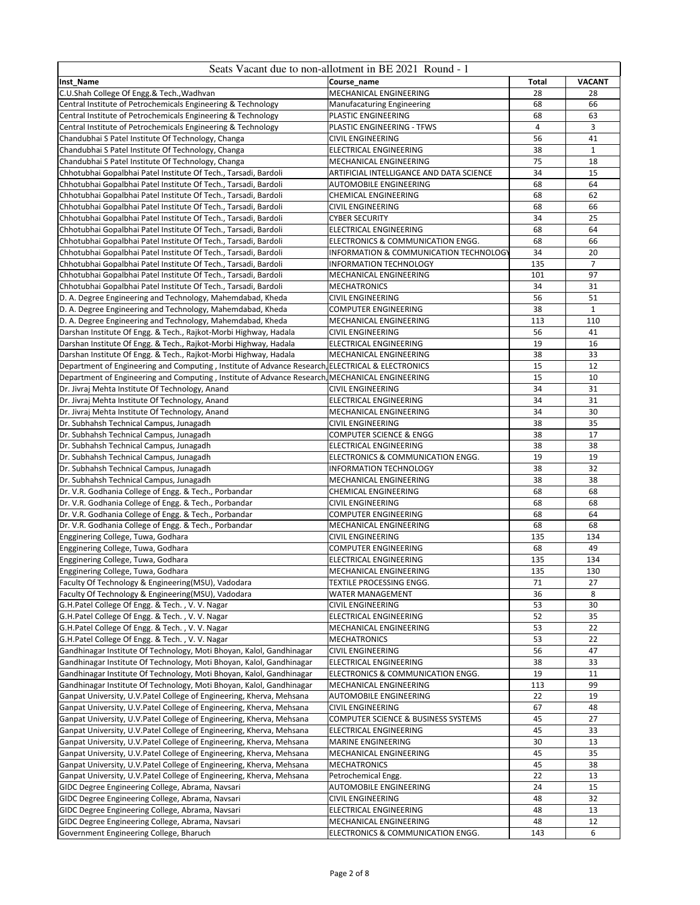| Seats Vacant due to non-allotment in BE 2021 Round - 1 | | | |
|---|---|---|---|
| **Inst_Name** | **Course_name** | **Total** | **VACANT** |
| C.U.Shah College Of Engg.& Tech.,Wadhvan | MECHANICAL ENGINEERING | 28 | 28 |
| Central Institute of Petrochemicals Engineering & Technology | Manufacaturing Engineering | 68 | 66 |
| Central Institute of Petrochemicals Engineering & Technology | PLASTIC ENGINEERING | 68 | 63 |
| Central Institute of Petrochemicals Engineering & Technology | PLASTIC ENGINEERING - TFWS | 4 | 3 |
| Chandubhai S Patel Institute Of Technology, Changa | CIVIL ENGINEERING | 56 | 41 |
| Chandubhai S Patel Institute Of Technology, Changa | ELECTRICAL ENGINEERING | 38 | 1 |
| Chandubhai S Patel Institute Of Technology, Changa | MECHANICAL ENGINEERING | 75 | 18 |
| Chhotubhai Gopalbhai Patel Institute Of Tech., Tarsadi, Bardoli | ARTIFICIAL INTELLIGANCE AND DATA SCIENCE | 34 | 15 |
| Chhotubhai Gopalbhai Patel Institute Of Tech., Tarsadi, Bardoli | AUTOMOBILE ENGINEERING | 68 | 64 |
| Chhotubhai Gopalbhai Patel Institute Of Tech., Tarsadi, Bardoli | CHEMICAL ENGINEERING | 68 | 62 |
| Chhotubhai Gopalbhai Patel Institute Of Tech., Tarsadi, Bardoli | CIVIL ENGINEERING | 68 | 66 |
| Chhotubhai Gopalbhai Patel Institute Of Tech., Tarsadi, Bardoli | CYBER SECURITY | 34 | 25 |
| Chhotubhai Gopalbhai Patel Institute Of Tech., Tarsadi, Bardoli | ELECTRICAL ENGINEERING | 68 | 64 |
| Chhotubhai Gopalbhai Patel Institute Of Tech., Tarsadi, Bardoli | ELECTRONICS & COMMUNICATION ENGG. | 68 | 66 |
| Chhotubhai Gopalbhai Patel Institute Of Tech., Tarsadi, Bardoli | INFORMATION & COMMUNICATION TECHNOLOGY | 34 | 20 |
| Chhotubhai Gopalbhai Patel Institute Of Tech., Tarsadi, Bardoli | INFORMATION TECHNOLOGY | 135 | 7 |
| Chhotubhai Gopalbhai Patel Institute Of Tech., Tarsadi, Bardoli | MECHANICAL ENGINEERING | 101 | 97 |
| Chhotubhai Gopalbhai Patel Institute Of Tech., Tarsadi, Bardoli | MECHATRONICS | 34 | 31 |
| D. A. Degree Engineering and Technology, Mahemdabad, Kheda | CIVIL ENGINEERING | 56 | 51 |
| D. A. Degree Engineering and Technology, Mahemdabad, Kheda | COMPUTER ENGINEERING | 38 | 1 |
| D. A. Degree Engineering and Technology, Mahemdabad, Kheda | MECHANICAL ENGINEERING | 113 | 110 |
| Darshan Institute Of Engg. & Tech., Rajkot-Morbi Highway, Hadala | CIVIL ENGINEERING | 56 | 41 |
| Darshan Institute Of Engg. & Tech., Rajkot-Morbi Highway, Hadala | ELECTRICAL ENGINEERING | 19 | 16 |
| Darshan Institute Of Engg. & Tech., Rajkot-Morbi Highway, Hadala | MECHANICAL ENGINEERING | 38 | 33 |
| Department of Engineering and Computing , Institute of Advance Research, | ELECTRICAL & ELECTRONICS | 15 | 12 |
| Department of Engineering and Computing , Institute of Advance Research, | MECHANICAL ENGINEERING | 15 | 10 |
| Dr. Jivraj Mehta Institute Of Technology, Anand | CIVIL ENGINEERING | 34 | 31 |
| Dr. Jivraj Mehta Institute Of Technology, Anand | ELECTRICAL ENGINEERING | 34 | 31 |
| Dr. Jivraj Mehta Institute Of Technology, Anand | MECHANICAL ENGINEERING | 34 | 30 |
| Dr. Subhahsh Technical Campus, Junagadh | CIVIL ENGINEERING | 38 | 35 |
| Dr. Subhahsh Technical Campus, Junagadh | COMPUTER SCIENCE & ENGG | 38 | 17 |
| Dr. Subhahsh Technical Campus, Junagadh | ELECTRICAL ENGINEERING | 38 | 38 |
| Dr. Subhahsh Technical Campus, Junagadh | ELECTRONICS & COMMUNICATION ENGG. | 19 | 19 |
| Dr. Subhahsh Technical Campus, Junagadh | INFORMATION TECHNOLOGY | 38 | 32 |
| Dr. Subhahsh Technical Campus, Junagadh | MECHANICAL ENGINEERING | 38 | 38 |
| Dr. V.R. Godhania College of Engg. & Tech., Porbandar | CHEMICAL ENGINEERING | 68 | 68 |
| Dr. V.R. Godhania College of Engg. & Tech., Porbandar | CIVIL ENGINEERING | 68 | 68 |
| Dr. V.R. Godhania College of Engg. & Tech., Porbandar | COMPUTER ENGINEERING | 68 | 64 |
| Dr. V.R. Godhania College of Engg. & Tech., Porbandar | MECHANICAL ENGINEERING | 68 | 68 |
| Engginering College, Tuwa, Godhara | CIVIL ENGINEERING | 135 | 134 |
| Engginering College, Tuwa, Godhara | COMPUTER ENGINEERING | 68 | 49 |
| Engginering College, Tuwa, Godhara | ELECTRICAL ENGINEERING | 135 | 134 |
| Engginering College, Tuwa, Godhara | MECHANICAL ENGINEERING | 135 | 130 |
| Faculty Of Technology & Engineering(MSU), Vadodara | TEXTILE PROCESSING ENGG. | 71 | 27 |
| Faculty Of Technology & Engineering(MSU), Vadodara | WATER MANAGEMENT | 36 | 8 |
| G.H.Patel College Of Engg. & Tech. , V. V. Nagar | CIVIL ENGINEERING | 53 | 30 |
| G.H.Patel College Of Engg. & Tech. , V. V. Nagar | ELECTRICAL ENGINEERING | 52 | 35 |
| G.H.Patel College Of Engg. & Tech. , V. V. Nagar | MECHANICAL ENGINEERING | 53 | 22 |
| G.H.Patel College Of Engg. & Tech. , V. V. Nagar | MECHATRONICS | 53 | 22 |
| Gandhinagar Institute Of Technology, Moti Bhoyan, Kalol, Gandhinagar | CIVIL ENGINEERING | 56 | 47 |
| Gandhinagar Institute Of Technology, Moti Bhoyan, Kalol, Gandhinagar | ELECTRICAL ENGINEERING | 38 | 33 |
| Gandhinagar Institute Of Technology, Moti Bhoyan, Kalol, Gandhinagar | ELECTRONICS & COMMUNICATION ENGG. | 19 | 11 |
| Gandhinagar Institute Of Technology, Moti Bhoyan, Kalol, Gandhinagar | MECHANICAL ENGINEERING | 113 | 99 |
| Ganpat University, U.V.Patel College of Engineering, Kherva, Mehsana | AUTOMOBILE ENGINEERING | 22 | 19 |
| Ganpat University, U.V.Patel College of Engineering, Kherva, Mehsana | CIVIL ENGINEERING | 67 | 48 |
| Ganpat University, U.V.Patel College of Engineering, Kherva, Mehsana | COMPUTER SCIENCE & BUSINESS SYSTEMS | 45 | 27 |
| Ganpat University, U.V.Patel College of Engineering, Kherva, Mehsana | ELECTRICAL ENGINEERING | 45 | 33 |
| Ganpat University, U.V.Patel College of Engineering, Kherva, Mehsana | MARINE ENGINEERING | 30 | 13 |
| Ganpat University, U.V.Patel College of Engineering, Kherva, Mehsana | MECHANICAL ENGINEERING | 45 | 35 |
| Ganpat University, U.V.Patel College of Engineering, Kherva, Mehsana | MECHATRONICS | 45 | 38 |
| Ganpat University, U.V.Patel College of Engineering, Kherva, Mehsana | Petrochemical Engg. | 22 | 13 |
| GIDC Degree Engineering College, Abrama, Navsari | AUTOMOBILE ENGINEERING | 24 | 15 |
| GIDC Degree Engineering College, Abrama, Navsari | CIVIL ENGINEERING | 48 | 32 |
| GIDC Degree Engineering College, Abrama, Navsari | ELECTRICAL ENGINEERING | 48 | 13 |
| GIDC Degree Engineering College, Abrama, Navsari | MECHANICAL ENGINEERING | 48 | 12 |
| Government Engineering College, Bharuch | ELECTRONICS & COMMUNICATION ENGG. | 143 | 6 |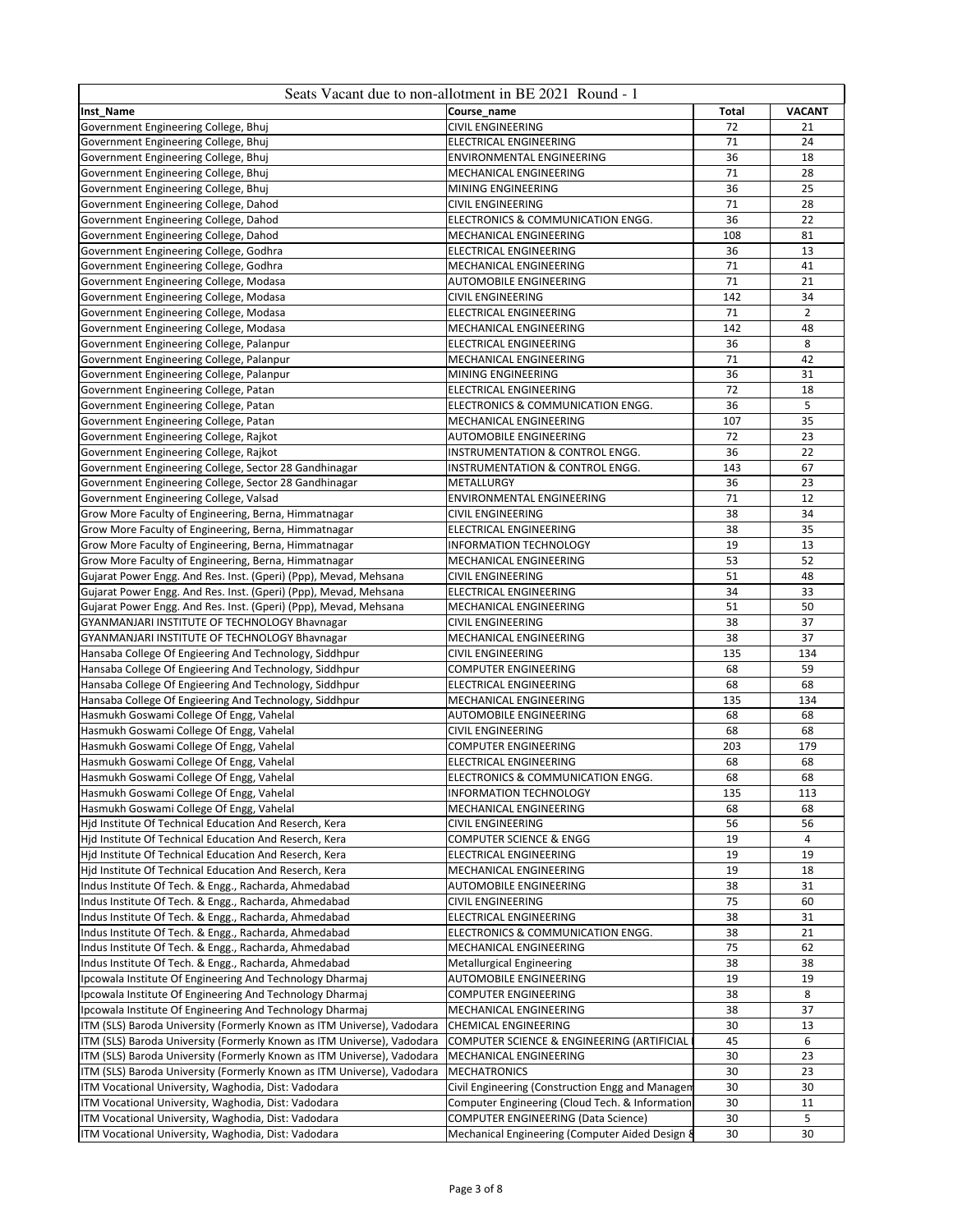| Seats Vacant due to non-allotment in BE 2021 Round - 1 | | | |
|---|---|---|---|
| **Inst_Name** | **Course_name** | **Total** | **VACANT** |
| Government Engineering College, Bhuj | CIVIL ENGINEERING | 72 | 21 |
| Government Engineering College, Bhuj | ELECTRICAL ENGINEERING | 71 | 24 |
| Government Engineering College, Bhuj | ENVIRONMENTAL ENGINEERING | 36 | 18 |
| Government Engineering College, Bhuj | MECHANICAL ENGINEERING | 71 | 28 |
| Government Engineering College, Bhuj | MINING ENGINEERING | 36 | 25 |
| Government Engineering College, Dahod | CIVIL ENGINEERING | 71 | 28 |
| Government Engineering College, Dahod | ELECTRONICS & COMMUNICATION ENGG. | 36 | 22 |
| Government Engineering College, Dahod | MECHANICAL ENGINEERING | 108 | 81 |
| Government Engineering College, Godhra | ELECTRICAL ENGINEERING | 36 | 13 |
| Government Engineering College, Godhra | MECHANICAL ENGINEERING | 71 | 41 |
| Government Engineering College, Modasa | AUTOMOBILE ENGINEERING | 71 | 21 |
| Government Engineering College, Modasa | CIVIL ENGINEERING | 142 | 34 |
| Government Engineering College, Modasa | ELECTRICAL ENGINEERING | 71 | 2 |
| Government Engineering College, Modasa | MECHANICAL ENGINEERING | 142 | 48 |
| Government Engineering College, Palanpur | ELECTRICAL ENGINEERING | 36 | 8 |
| Government Engineering College, Palanpur | MECHANICAL ENGINEERING | 71 | 42 |
| Government Engineering College, Palanpur | MINING ENGINEERING | 36 | 31 |
| Government Engineering College, Patan | ELECTRICAL ENGINEERING | 72 | 18 |
| Government Engineering College, Patan | ELECTRONICS & COMMUNICATION ENGG. | 36 | 5 |
| Government Engineering College, Patan | MECHANICAL ENGINEERING | 107 | 35 |
| Government Engineering College, Rajkot | AUTOMOBILE ENGINEERING | 72 | 23 |
| Government Engineering College, Rajkot | INSTRUMENTATION & CONTROL ENGG. | 36 | 22 |
| Government Engineering College, Sector 28 Gandhinagar | INSTRUMENTATION & CONTROL ENGG. | 143 | 67 |
| Government Engineering College, Sector 28 Gandhinagar | METALLURGY | 36 | 23 |
| Government Engineering College, Valsad | ENVIRONMENTAL ENGINEERING | 71 | 12 |
| Grow More Faculty of Engineering, Berna, Himmatnagar | CIVIL ENGINEERING | 38 | 34 |
| Grow More Faculty of Engineering, Berna, Himmatnagar | ELECTRICAL ENGINEERING | 38 | 35 |
| Grow More Faculty of Engineering, Berna, Himmatnagar | INFORMATION TECHNOLOGY | 19 | 13 |
| Grow More Faculty of Engineering, Berna, Himmatnagar | MECHANICAL ENGINEERING | 53 | 52 |
| Gujarat Power Engg. And Res. Inst. (Gperi) (Ppp), Mevad, Mehsana | CIVIL ENGINEERING | 51 | 48 |
| Gujarat Power Engg. And Res. Inst. (Gperi) (Ppp), Mevad, Mehsana | ELECTRICAL ENGINEERING | 34 | 33 |
| Gujarat Power Engg. And Res. Inst. (Gperi) (Ppp), Mevad, Mehsana | MECHANICAL ENGINEERING | 51 | 50 |
| GYANMANJARI INSTITUTE OF TECHNOLOGY Bhavnagar | CIVIL ENGINEERING | 38 | 37 |
| GYANMANJARI INSTITUTE OF TECHNOLOGY Bhavnagar | MECHANICAL ENGINEERING | 38 | 37 |
| Hansaba College Of Engieering And Technology, Siddhpur | CIVIL ENGINEERING | 135 | 134 |
| Hansaba College Of Engieering And Technology, Siddhpur | COMPUTER ENGINEERING | 68 | 59 |
| Hansaba College Of Engieering And Technology, Siddhpur | ELECTRICAL ENGINEERING | 68 | 68 |
| Hansaba College Of Engieering And Technology, Siddhpur | MECHANICAL ENGINEERING | 135 | 134 |
| Hasmukh Goswami College Of Engg, Vahelal | AUTOMOBILE ENGINEERING | 68 | 68 |
| Hasmukh Goswami College Of Engg, Vahelal | CIVIL ENGINEERING | 68 | 68 |
| Hasmukh Goswami College Of Engg, Vahelal | COMPUTER ENGINEERING | 203 | 179 |
| Hasmukh Goswami College Of Engg, Vahelal | ELECTRICAL ENGINEERING | 68 | 68 |
| Hasmukh Goswami College Of Engg, Vahelal | ELECTRONICS & COMMUNICATION ENGG. | 68 | 68 |
| Hasmukh Goswami College Of Engg, Vahelal | INFORMATION TECHNOLOGY | 135 | 113 |
| Hasmukh Goswami College Of Engg, Vahelal | MECHANICAL ENGINEERING | 68 | 68 |
| Hjd Institute Of Technical Education And Reserch, Kera | CIVIL ENGINEERING | 56 | 56 |
| Hjd Institute Of Technical Education And Reserch, Kera | COMPUTER SCIENCE & ENGG | 19 | 4 |
| Hjd Institute Of Technical Education And Reserch, Kera | ELECTRICAL ENGINEERING | 19 | 19 |
| Hjd Institute Of Technical Education And Reserch, Kera | MECHANICAL ENGINEERING | 19 | 18 |
| Indus Institute Of Tech. & Engg., Racharda, Ahmedabad | AUTOMOBILE ENGINEERING | 38 | 31 |
| Indus Institute Of Tech. & Engg., Racharda, Ahmedabad | CIVIL ENGINEERING | 75 | 60 |
| Indus Institute Of Tech. & Engg., Racharda, Ahmedabad | ELECTRICAL ENGINEERING | 38 | 31 |
| Indus Institute Of Tech. & Engg., Racharda, Ahmedabad | ELECTRONICS & COMMUNICATION ENGG. | 38 | 21 |
| Indus Institute Of Tech. & Engg., Racharda, Ahmedabad | MECHANICAL ENGINEERING | 75 | 62 |
| Indus Institute Of Tech. & Engg., Racharda, Ahmedabad | Metallurgical Engineering | 38 | 38 |
| Ipcowala Institute Of Engineering And Technology Dharmaj | AUTOMOBILE ENGINEERING | 19 | 19 |
| Ipcowala Institute Of Engineering And Technology Dharmaj | COMPUTER ENGINEERING | 38 | 8 |
| Ipcowala Institute Of Engineering And Technology Dharmaj | MECHANICAL ENGINEERING | 38 | 37 |
| ITM (SLS) Baroda University (Formerly Known as ITM Universe), Vadodara | CHEMICAL ENGINEERING | 30 | 13 |
| ITM (SLS) Baroda University (Formerly Known as ITM Universe), Vadodara | COMPUTER SCIENCE & ENGINEERING (ARTIFICIAL | 45 | 6 |
| ITM (SLS) Baroda University (Formerly Known as ITM Universe), Vadodara | MECHANICAL ENGINEERING | 30 | 23 |
| ITM (SLS) Baroda University (Formerly Known as ITM Universe), Vadodara | MECHATRONICS | 30 | 23 |
| ITM Vocational University, Waghodia, Dist: Vadodara | Civil Engineering (Construction Engg and Managem | 30 | 30 |
| ITM Vocational University, Waghodia, Dist: Vadodara | Computer Engineering (Cloud Tech. & Information | 30 | 11 |
| ITM Vocational University, Waghodia, Dist: Vadodara | COMPUTER ENGINEERING (Data Science) | 30 | 5 |
| ITM Vocational University, Waghodia, Dist: Vadodara | Mechanical Engineering (Computer Aided Design & | 30 | 30 |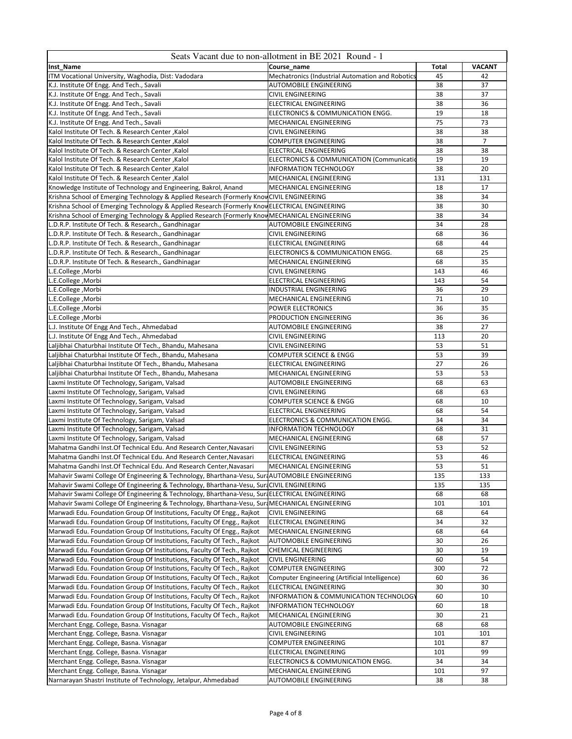| Seats Vacant due to non-allotment in BE 2021 Round - 1 | | | |
|---|---|---|---|
| **Inst_Name** | **Course_name** | **Total** | **VACANT** |
| ITM Vocational University, Waghodia, Dist: Vadodara | Mechatronics (Industrial Automation and Robotics | 45 | 42 |
| K.J. Institute Of Engg. And Tech., Savali | AUTOMOBILE ENGINEERING | 38 | 37 |
| K.J. Institute Of Engg. And Tech., Savali | CIVIL ENGINEERING | 38 | 37 |
| K.J. Institute Of Engg. And Tech., Savali | ELECTRICAL ENGINEERING | 38 | 36 |
| K.J. Institute Of Engg. And Tech., Savali | ELECTRONICS & COMMUNICATION ENGG. | 19 | 18 |
| K.J. Institute Of Engg. And Tech., Savali | MECHANICAL ENGINEERING | 75 | 73 |
| Kalol Institute Of Tech. & Research Center ,Kalol | CIVIL ENGINEERING | 38 | 38 |
| Kalol Institute Of Tech. & Research Center ,Kalol | COMPUTER ENGINEERING | 38 | 7 |
| Kalol Institute Of Tech. & Research Center ,Kalol | ELECTRICAL ENGINEERING | 38 | 38 |
| Kalol Institute Of Tech. & Research Center ,Kalol | ELECTRONICS & COMMUNICATION (Communicatio | 19 | 19 |
| Kalol Institute Of Tech. & Research Center ,Kalol | INFORMATION TECHNOLOGY | 38 | 20 |
| Kalol Institute Of Tech. & Research Center ,Kalol | MECHANICAL ENGINEERING | 131 | 131 |
| Knowledge Institute of Technology and Engineering, Bakrol, Anand | MECHANICAL ENGINEERING | 18 | 17 |
| Krishna School of Emerging Technology & Applied Research (Formerly Know | CIVIL ENGINEERING | 38 | 34 |
| Krishna School of Emerging Technology & Applied Research (Formerly Know | ELECTRICAL ENGINEERING | 38 | 30 |
| Krishna School of Emerging Technology & Applied Research (Formerly Know | MECHANICAL ENGINEERING | 38 | 34 |
| L.D.R.P. Institute Of Tech. & Research., Gandhinagar | AUTOMOBILE ENGINEERING | 34 | 28 |
| L.D.R.P. Institute Of Tech. & Research., Gandhinagar | CIVIL ENGINEERING | 68 | 36 |
| L.D.R.P. Institute Of Tech. & Research., Gandhinagar | ELECTRICAL ENGINEERING | 68 | 44 |
| L.D.R.P. Institute Of Tech. & Research., Gandhinagar | ELECTRONICS & COMMUNICATION ENGG. | 68 | 25 |
| L.D.R.P. Institute Of Tech. & Research., Gandhinagar | MECHANICAL ENGINEERING | 68 | 35 |
| L.E.College ,Morbi | CIVIL ENGINEERING | 143 | 46 |
| L.E.College ,Morbi | ELECTRICAL ENGINEERING | 143 | 54 |
| L.E.College ,Morbi | INDUSTRIAL ENGINEERING | 36 | 29 |
| L.E.College ,Morbi | MECHANICAL ENGINEERING | 71 | 10 |
| L.E.College ,Morbi | POWER ELECTRONICS | 36 | 35 |
| L.E.College ,Morbi | PRODUCTION ENGINEERING | 36 | 36 |
| L.J. Institute Of Engg And Tech., Ahmedabad | AUTOMOBILE ENGINEERING | 38 | 27 |
| L.J. Institute Of Engg And Tech., Ahmedabad | CIVIL ENGINEERING | 113 | 20 |
| Laljibhai Chaturbhai Institute Of Tech., Bhandu, Mahesana | CIVIL ENGINEERING | 53 | 51 |
| Laljibhai Chaturbhai Institute Of Tech., Bhandu, Mahesana | COMPUTER SCIENCE & ENGG | 53 | 39 |
| Laljibhai Chaturbhai Institute Of Tech., Bhandu, Mahesana | ELECTRICAL ENGINEERING | 27 | 26 |
| Laljibhai Chaturbhai Institute Of Tech., Bhandu, Mahesana | MECHANICAL ENGINEERING | 53 | 53 |
| Laxmi Institute Of Technology, Sarigam, Valsad | AUTOMOBILE ENGINEERING | 68 | 63 |
| Laxmi Institute Of Technology, Sarigam, Valsad | CIVIL ENGINEERING | 68 | 63 |
| Laxmi Institute Of Technology, Sarigam, Valsad | COMPUTER SCIENCE & ENGG | 68 | 10 |
| Laxmi Institute Of Technology, Sarigam, Valsad | ELECTRICAL ENGINEERING | 68 | 54 |
| Laxmi Institute Of Technology, Sarigam, Valsad | ELECTRONICS & COMMUNICATION ENGG. | 34 | 34 |
| Laxmi Institute Of Technology, Sarigam, Valsad | INFORMATION TECHNOLOGY | 68 | 31 |
| Laxmi Institute Of Technology, Sarigam, Valsad | MECHANICAL ENGINEERING | 68 | 57 |
| Mahatma Gandhi Inst.Of Technical Edu. And Research Center,Navasari | CIVIL ENGINEERING | 53 | 52 |
| Mahatma Gandhi Inst.Of Technical Edu. And Research Center,Navasari | ELECTRICAL ENGINEERING | 53 | 46 |
| Mahatma Gandhi Inst.Of Technical Edu. And Research Center,Navasari | MECHANICAL ENGINEERING | 53 | 51 |
| Mahavir Swami College Of Engineering & Technology, Bharthana-Vesu, Sura | AUTOMOBILE ENGINEERING | 135 | 133 |
| Mahavir Swami College Of Engineering & Technology, Bharthana-Vesu, Sura | CIVIL ENGINEERING | 135 | 135 |
| Mahavir Swami College Of Engineering & Technology, Bharthana-Vesu, Sura | ELECTRICAL ENGINEERING | 68 | 68 |
| Mahavir Swami College Of Engineering & Technology, Bharthana-Vesu, Sura | MECHANICAL ENGINEERING | 101 | 101 |
| Marwadi Edu. Foundation Group Of Institutions, Faculty Of Engg., Rajkot | CIVIL ENGINEERING | 68 | 64 |
| Marwadi Edu. Foundation Group Of Institutions, Faculty Of Engg., Rajkot | ELECTRICAL ENGINEERING | 34 | 32 |
| Marwadi Edu. Foundation Group Of Institutions, Faculty Of Engg., Rajkot | MECHANICAL ENGINEERING | 68 | 64 |
| Marwadi Edu. Foundation Group Of Institutions, Faculty Of Tech., Rajkot | AUTOMOBILE ENGINEERING | 30 | 26 |
| Marwadi Edu. Foundation Group Of Institutions, Faculty Of Tech., Rajkot | CHEMICAL ENGINEERING | 30 | 19 |
| Marwadi Edu. Foundation Group Of Institutions, Faculty Of Tech., Rajkot | CIVIL ENGINEERING | 60 | 54 |
| Marwadi Edu. Foundation Group Of Institutions, Faculty Of Tech., Rajkot | COMPUTER ENGINEERING | 300 | 72 |
| Marwadi Edu. Foundation Group Of Institutions, Faculty Of Tech., Rajkot | Computer Engineering (Artificial Intelligence) | 60 | 36 |
| Marwadi Edu. Foundation Group Of Institutions, Faculty Of Tech., Rajkot | ELECTRICAL ENGINEERING | 30 | 30 |
| Marwadi Edu. Foundation Group Of Institutions, Faculty Of Tech., Rajkot | INFORMATION & COMMUNICATION TECHNOLOGY | 60 | 10 |
| Marwadi Edu. Foundation Group Of Institutions, Faculty Of Tech., Rajkot | INFORMATION TECHNOLOGY | 60 | 18 |
| Marwadi Edu. Foundation Group Of Institutions, Faculty Of Tech., Rajkot | MECHANICAL ENGINEERING | 30 | 21 |
| Merchant Engg. College, Basna. Visnagar | AUTOMOBILE ENGINEERING | 68 | 68 |
| Merchant Engg. College, Basna. Visnagar | CIVIL ENGINEERING | 101 | 101 |
| Merchant Engg. College, Basna. Visnagar | COMPUTER ENGINEERING | 101 | 87 |
| Merchant Engg. College, Basna. Visnagar | ELECTRICAL ENGINEERING | 101 | 99 |
| Merchant Engg. College, Basna. Visnagar | ELECTRONICS & COMMUNICATION ENGG. | 34 | 34 |
| Merchant Engg. College, Basna. Visnagar | MECHANICAL ENGINEERING | 101 | 97 |
| Narnarayan Shastri Institute of Technology, Jetalpur, Ahmedabad | AUTOMOBILE ENGINEERING | 38 | 38 |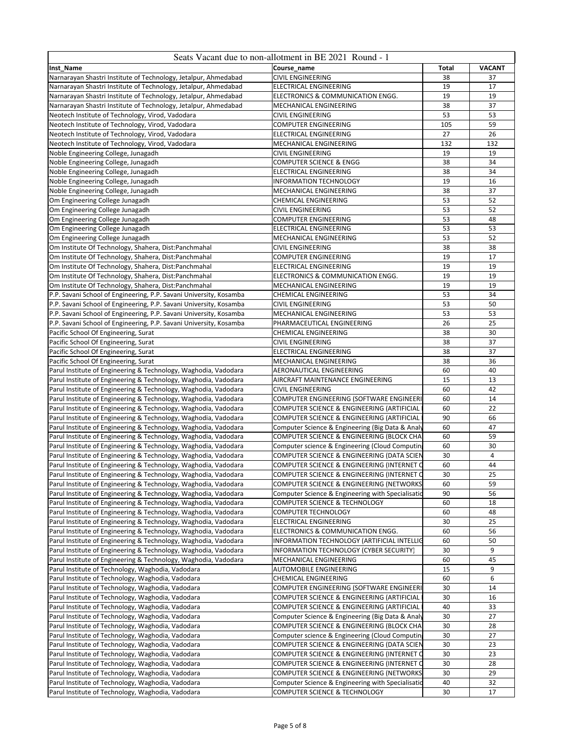| Seats Vacant due to non-allotment in BE 2021 Round - 1 | | | |
|---|---|---|---|
| **Inst_Name** | **Course_name** | **Total** | **VACANT** |
| Narnarayan Shastri Institute of Technology, Jetalpur, Ahmedabad | CIVIL ENGINEERING | 38 | 37 |
| Narnarayan Shastri Institute of Technology, Jetalpur, Ahmedabad | ELECTRICAL ENGINEERING | 19 | 17 |
| Narnarayan Shastri Institute of Technology, Jetalpur, Ahmedabad | ELECTRONICS & COMMUNICATION ENGG. | 19 | 19 |
| Narnarayan Shastri Institute of Technology, Jetalpur, Ahmedabad | MECHANICAL ENGINEERING | 38 | 37 |
| Neotech Institute of Technology, Virod, Vadodara | CIVIL ENGINEERING | 53 | 53 |
| Neotech Institute of Technology, Virod, Vadodara | COMPUTER ENGINEERING | 105 | 59 |
| Neotech Institute of Technology, Virod, Vadodara | ELECTRICAL ENGINEERING | 27 | 26 |
| Neotech Institute of Technology, Virod, Vadodara | MECHANICAL ENGINEERING | 132 | 132 |
| Noble Engineering College, Junagadh | CIVIL ENGINEERING | 19 | 19 |
| Noble Engineering College, Junagadh | COMPUTER SCIENCE & ENGG | 38 | 34 |
| Noble Engineering College, Junagadh | ELECTRICAL ENGINEERING | 38 | 34 |
| Noble Engineering College, Junagadh | INFORMATION TECHNOLOGY | 19 | 16 |
| Noble Engineering College, Junagadh | MECHANICAL ENGINEERING | 38 | 37 |
| Om Engineering College Junagadh | CHEMICAL ENGINEERING | 53 | 52 |
| Om Engineering College Junagadh | CIVIL ENGINEERING | 53 | 52 |
| Om Engineering College Junagadh | COMPUTER ENGINEERING | 53 | 48 |
| Om Engineering College Junagadh | ELECTRICAL ENGINEERING | 53 | 53 |
| Om Engineering College Junagadh | MECHANICAL ENGINEERING | 53 | 52 |
| Om Institute Of Technology, Shahera, Dist:Panchmahal | CIVIL ENGINEERING | 38 | 38 |
| Om Institute Of Technology, Shahera, Dist:Panchmahal | COMPUTER ENGINEERING | 19 | 17 |
| Om Institute Of Technology, Shahera, Dist:Panchmahal | ELECTRICAL ENGINEERING | 19 | 19 |
| Om Institute Of Technology, Shahera, Dist:Panchmahal | ELECTRONICS & COMMUNICATION ENGG. | 19 | 19 |
| Om Institute Of Technology, Shahera, Dist:Panchmahal | MECHANICAL ENGINEERING | 19 | 19 |
| P.P. Savani School of Engineering, P.P. Savani University, Kosamba | CHEMICAL ENGINEERING | 53 | 34 |
| P.P. Savani School of Engineering, P.P. Savani University, Kosamba | CIVIL ENGINEERING | 53 | 50 |
| P.P. Savani School of Engineering, P.P. Savani University, Kosamba | MECHANICAL ENGINEERING | 53 | 53 |
| P.P. Savani School of Engineering, P.P. Savani University, Kosamba | PHARMACEUTICAL ENGINEERING | 26 | 25 |
| Pacific School Of Engineering, Surat | CHEMICAL ENGINEERING | 38 | 30 |
| Pacific School Of Engineering, Surat | CIVIL ENGINEERING | 38 | 37 |
| Pacific School Of Engineering, Surat | ELECTRICAL ENGINEERING | 38 | 37 |
| Pacific School Of Engineering, Surat | MECHANICAL ENGINEERING | 38 | 36 |
| Parul Institute of Engineering & Technology, Waghodia, Vadodara | AERONAUTICAL ENGINEERING | 60 | 40 |
| Parul Institute of Engineering & Technology, Waghodia, Vadodara | AIRCRAFT MAINTENANCE ENGINEERING | 15 | 13 |
| Parul Institute of Engineering & Technology, Waghodia, Vadodara | CIVIL ENGINEERING | 60 | 42 |
| Parul Institute of Engineering & Technology, Waghodia, Vadodara | COMPUTER ENGINEERING (SOFTWARE ENGINEERI | 60 | 14 |
| Parul Institute of Engineering & Technology, Waghodia, Vadodara | COMPUTER SCIENCE & ENGINEERING (ARTIFICIAL | 60 | 22 |
| Parul Institute of Engineering & Technology, Waghodia, Vadodara | COMPUTER SCIENCE & ENGINEERING (ARTIFICIAL | 90 | 66 |
| Parul Institute of Engineering & Technology, Waghodia, Vadodara | Computer Science & Engineering (Big Data & Analy | 60 | 47 |
| Parul Institute of Engineering & Technology, Waghodia, Vadodara | COMPUTER SCIENCE & ENGINEERING (BLOCK CHA | 60 | 59 |
| Parul Institute of Engineering & Technology, Waghodia, Vadodara | Computer science & Engineering (Cloud Computin | 60 | 30 |
| Parul Institute of Engineering & Technology, Waghodia, Vadodara | COMPUTER SCIENCE & ENGINEERING (DATA SCIEN | 30 | 4 |
| Parul Institute of Engineering & Technology, Waghodia, Vadodara | COMPUTER SCIENCE & ENGINEERING (INTERNET O | 60 | 44 |
| Parul Institute of Engineering & Technology, Waghodia, Vadodara | COMPUTER SCIENCE & ENGINEERING (INTERNET O | 30 | 25 |
| Parul Institute of Engineering & Technology, Waghodia, Vadodara | COMPUTER SCIENCE & ENGINEERING (NETWORKS | 60 | 59 |
| Parul Institute of Engineering & Technology, Waghodia, Vadodara | Computer Science & Engineering with Specialisatio | 90 | 56 |
| Parul Institute of Engineering & Technology, Waghodia, Vadodara | COMPUTER SCIENCE & TECHNOLOGY | 60 | 18 |
| Parul Institute of Engineering & Technology, Waghodia, Vadodara | COMPUTER TECHNOLOGY | 60 | 48 |
| Parul Institute of Engineering & Technology, Waghodia, Vadodara | ELECTRICAL ENGINEERING | 30 | 25 |
| Parul Institute of Engineering & Technology, Waghodia, Vadodara | ELECTRONICS & COMMUNICATION ENGG. | 60 | 56 |
| Parul Institute of Engineering & Technology, Waghodia, Vadodara | INFORMATION TECHNOLOGY (ARTIFICIAL INTELLIG | 60 | 50 |
| Parul Institute of Engineering & Technology, Waghodia, Vadodara | INFORMATION TECHNOLOGY (CYBER SECURITY) | 30 | 9 |
| Parul Institute of Engineering & Technology, Waghodia, Vadodara | MECHANICAL ENGINEERING | 60 | 45 |
| Parul Institute of Technology, Waghodia, Vadodara | AUTOMOBILE ENGINEERING | 15 | 9 |
| Parul Institute of Technology, Waghodia, Vadodara | CHEMICAL ENGINEERING | 60 | 6 |
| Parul Institute of Technology, Waghodia, Vadodara | COMPUTER ENGINEERING (SOFTWARE ENGINEERI | 30 | 14 |
| Parul Institute of Technology, Waghodia, Vadodara | COMPUTER SCIENCE & ENGINEERING (ARTIFICIAL | 30 | 16 |
| Parul Institute of Technology, Waghodia, Vadodara | COMPUTER SCIENCE & ENGINEERING (ARTIFICIAL | 40 | 33 |
| Parul Institute of Technology, Waghodia, Vadodara | Computer Science & Engineering (Big Data & Analy | 30 | 27 |
| Parul Institute of Technology, Waghodia, Vadodara | COMPUTER SCIENCE & ENGINEERING (BLOCK CHA | 30 | 28 |
| Parul Institute of Technology, Waghodia, Vadodara | Computer science & Engineering (Cloud Computin | 30 | 27 |
| Parul Institute of Technology, Waghodia, Vadodara | COMPUTER SCIENCE & ENGINEERING (DATA SCIEN | 30 | 23 |
| Parul Institute of Technology, Waghodia, Vadodara | COMPUTER SCIENCE & ENGINEERING (INTERNET O | 30 | 23 |
| Parul Institute of Technology, Waghodia, Vadodara | COMPUTER SCIENCE & ENGINEERING (INTERNET O | 30 | 28 |
| Parul Institute of Technology, Waghodia, Vadodara | COMPUTER SCIENCE & ENGINEERING (NETWORKS | 30 | 29 |
| Parul Institute of Technology, Waghodia, Vadodara | Computer Science & Engineering with Specialisatio | 40 | 32 |
| Parul Institute of Technology, Waghodia, Vadodara | COMPUTER SCIENCE & TECHNOLOGY | 30 | 17 |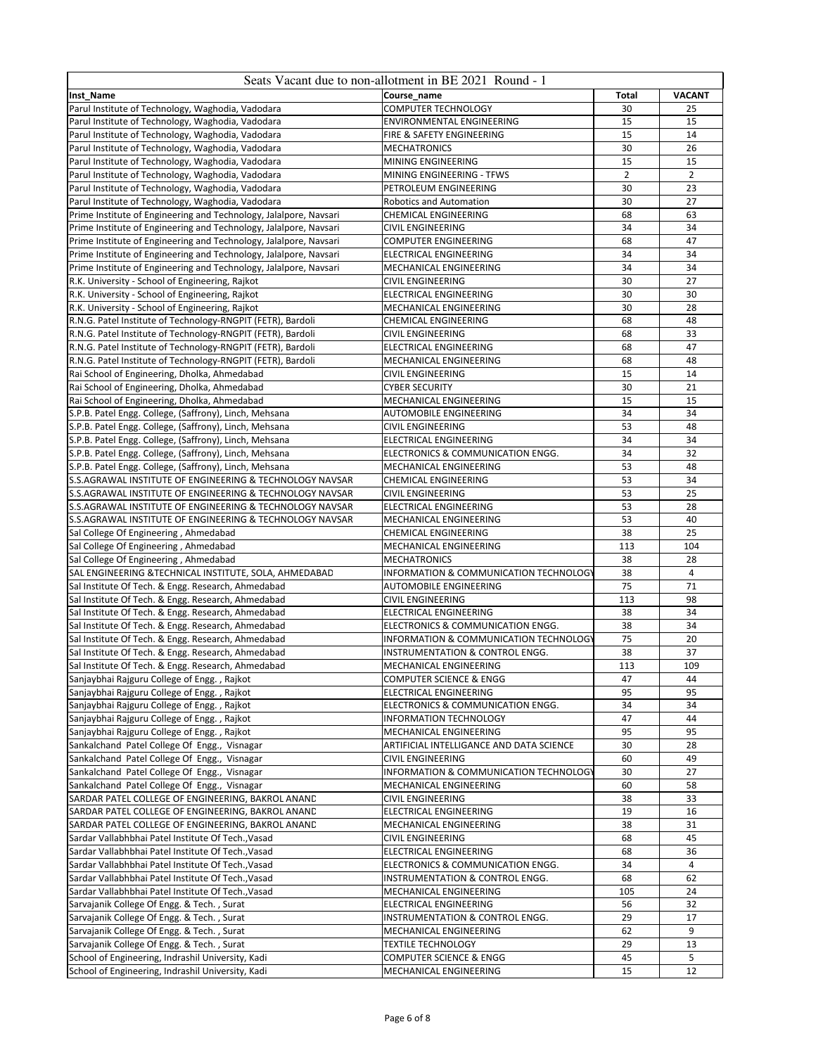| Seats Vacant due to non-allotment in BE 2021 Round - 1 | | | |
|---|---|---|---|
| **Inst_Name** | **Course_name** | **Total** | **VACANT** |
| Parul Institute of Technology, Waghodia, Vadodara | COMPUTER TECHNOLOGY | 30 | 25 |
| Parul Institute of Technology, Waghodia, Vadodara | ENVIRONMENTAL ENGINEERING | 15 | 15 |
| Parul Institute of Technology, Waghodia, Vadodara | FIRE & SAFETY ENGINEERING | 15 | 14 |
| Parul Institute of Technology, Waghodia, Vadodara | MECHATRONICS | 30 | 26 |
| Parul Institute of Technology, Waghodia, Vadodara | MINING ENGINEERING | 15 | 15 |
| Parul Institute of Technology, Waghodia, Vadodara | MINING ENGINEERING - TFWS | 2 | 2 |
| Parul Institute of Technology, Waghodia, Vadodara | PETROLEUM ENGINEERING | 30 | 23 |
| Parul Institute of Technology, Waghodia, Vadodara | Robotics and Automation | 30 | 27 |
| Prime Institute of Engineering and Technology, Jalalpore, Navsari | CHEMICAL ENGINEERING | 68 | 63 |
| Prime Institute of Engineering and Technology, Jalalpore, Navsari | CIVIL ENGINEERING | 34 | 34 |
| Prime Institute of Engineering and Technology, Jalalpore, Navsari | COMPUTER ENGINEERING | 68 | 47 |
| Prime Institute of Engineering and Technology, Jalalpore, Navsari | ELECTRICAL ENGINEERING | 34 | 34 |
| Prime Institute of Engineering and Technology, Jalalpore, Navsari | MECHANICAL ENGINEERING | 34 | 34 |
| R.K. University - School of Engineering, Rajkot | CIVIL ENGINEERING | 30 | 27 |
| R.K. University - School of Engineering, Rajkot | ELECTRICAL ENGINEERING | 30 | 30 |
| R.K. University - School of Engineering, Rajkot | MECHANICAL ENGINEERING | 30 | 28 |
| R.N.G. Patel Institute of Technology-RNGPIT (FETR), Bardoli | CHEMICAL ENGINEERING | 68 | 48 |
| R.N.G. Patel Institute of Technology-RNGPIT (FETR), Bardoli | CIVIL ENGINEERING | 68 | 33 |
| R.N.G. Patel Institute of Technology-RNGPIT (FETR), Bardoli | ELECTRICAL ENGINEERING | 68 | 47 |
| R.N.G. Patel Institute of Technology-RNGPIT (FETR), Bardoli | MECHANICAL ENGINEERING | 68 | 48 |
| Rai School of Engineering, Dholka, Ahmedabad | CIVIL ENGINEERING | 15 | 14 |
| Rai School of Engineering, Dholka, Ahmedabad | CYBER SECURITY | 30 | 21 |
| Rai School of Engineering, Dholka, Ahmedabad | MECHANICAL ENGINEERING | 15 | 15 |
| S.P.B. Patel Engg. College, (Saffrony), Linch, Mehsana | AUTOMOBILE ENGINEERING | 34 | 34 |
| S.P.B. Patel Engg. College, (Saffrony), Linch, Mehsana | CIVIL ENGINEERING | 53 | 48 |
| S.P.B. Patel Engg. College, (Saffrony), Linch, Mehsana | ELECTRICAL ENGINEERING | 34 | 34 |
| S.P.B. Patel Engg. College, (Saffrony), Linch, Mehsana | ELECTRONICS & COMMUNICATION ENGG. | 34 | 32 |
| S.P.B. Patel Engg. College, (Saffrony), Linch, Mehsana | MECHANICAL ENGINEERING | 53 | 48 |
| S.S.AGRAWAL INSTITUTE OF ENGINEERING & TECHNOLOGY NAVSAR | CHEMICAL ENGINEERING | 53 | 34 |
| S.S.AGRAWAL INSTITUTE OF ENGINEERING & TECHNOLOGY NAVSAR | CIVIL ENGINEERING | 53 | 25 |
| S.S.AGRAWAL INSTITUTE OF ENGINEERING & TECHNOLOGY NAVSAR | ELECTRICAL ENGINEERING | 53 | 28 |
| S.S.AGRAWAL INSTITUTE OF ENGINEERING & TECHNOLOGY NAVSAR | MECHANICAL ENGINEERING | 53 | 40 |
| Sal College Of Engineering , Ahmedabad | CHEMICAL ENGINEERING | 38 | 25 |
| Sal College Of Engineering , Ahmedabad | MECHANICAL ENGINEERING | 113 | 104 |
| Sal College Of Engineering , Ahmedabad | MECHATRONICS | 38 | 28 |
| SAL ENGINEERING &TECHNICAL INSTITUTE, SOLA, AHMEDABAD | INFORMATION & COMMUNICATION TECHNOLOGY | 38 | 4 |
| Sal Institute Of Tech. & Engg. Research, Ahmedabad | AUTOMOBILE ENGINEERING | 75 | 71 |
| Sal Institute Of Tech. & Engg. Research, Ahmedabad | CIVIL ENGINEERING | 113 | 98 |
| Sal Institute Of Tech. & Engg. Research, Ahmedabad | ELECTRICAL ENGINEERING | 38 | 34 |
| Sal Institute Of Tech. & Engg. Research, Ahmedabad | ELECTRONICS & COMMUNICATION ENGG. | 38 | 34 |
| Sal Institute Of Tech. & Engg. Research, Ahmedabad | INFORMATION & COMMUNICATION TECHNOLOGY | 75 | 20 |
| Sal Institute Of Tech. & Engg. Research, Ahmedabad | INSTRUMENTATION & CONTROL ENGG. | 38 | 37 |
| Sal Institute Of Tech. & Engg. Research, Ahmedabad | MECHANICAL ENGINEERING | 113 | 109 |
| Sanjaybhai Rajguru College of Engg. , Rajkot | COMPUTER SCIENCE & ENGG | 47 | 44 |
| Sanjaybhai Rajguru College of Engg. , Rajkot | ELECTRICAL ENGINEERING | 95 | 95 |
| Sanjaybhai Rajguru College of Engg. , Rajkot | ELECTRONICS & COMMUNICATION ENGG. | 34 | 34 |
| Sanjaybhai Rajguru College of Engg. , Rajkot | INFORMATION TECHNOLOGY | 47 | 44 |
| Sanjaybhai Rajguru College of Engg. , Rajkot | MECHANICAL ENGINEERING | 95 | 95 |
| Sankalchand Patel College Of Engg., Visnagar | ARTIFICIAL INTELLIGANCE AND DATA SCIENCE | 30 | 28 |
| Sankalchand Patel College Of Engg., Visnagar | CIVIL ENGINEERING | 60 | 49 |
| Sankalchand Patel College Of Engg., Visnagar | INFORMATION & COMMUNICATION TECHNOLOGY | 30 | 27 |
| Sankalchand Patel College Of Engg., Visnagar | MECHANICAL ENGINEERING | 60 | 58 |
| SARDAR PATEL COLLEGE OF ENGINEERING, BAKROL ANAND | CIVIL ENGINEERING | 38 | 33 |
| SARDAR PATEL COLLEGE OF ENGINEERING, BAKROL ANAND | ELECTRICAL ENGINEERING | 19 | 16 |
| SARDAR PATEL COLLEGE OF ENGINEERING, BAKROL ANAND | MECHANICAL ENGINEERING | 38 | 31 |
| Sardar Vallabhbhai Patel Institute Of Tech.,Vasad | CIVIL ENGINEERING | 68 | 45 |
| Sardar Vallabhbhai Patel Institute Of Tech.,Vasad | ELECTRICAL ENGINEERING | 68 | 36 |
| Sardar Vallabhbhai Patel Institute Of Tech.,Vasad | ELECTRONICS & COMMUNICATION ENGG. | 34 | 4 |
| Sardar Vallabhbhai Patel Institute Of Tech.,Vasad | INSTRUMENTATION & CONTROL ENGG. | 68 | 62 |
| Sardar Vallabhbhai Patel Institute Of Tech.,Vasad | MECHANICAL ENGINEERING | 105 | 24 |
| Sarvajanik College Of Engg. & Tech. , Surat | ELECTRICAL ENGINEERING | 56 | 32 |
| Sarvajanik College Of Engg. & Tech. , Surat | INSTRUMENTATION & CONTROL ENGG. | 29 | 17 |
| Sarvajanik College Of Engg. & Tech. , Surat | MECHANICAL ENGINEERING | 62 | 9 |
| Sarvajanik College Of Engg. & Tech. , Surat | TEXTILE TECHNOLOGY | 29 | 13 |
| School of Engineering, Indrashil University, Kadi | COMPUTER SCIENCE & ENGG | 45 | 5 |
| School of Engineering, Indrashil University, Kadi | MECHANICAL ENGINEERING | 15 | 12 |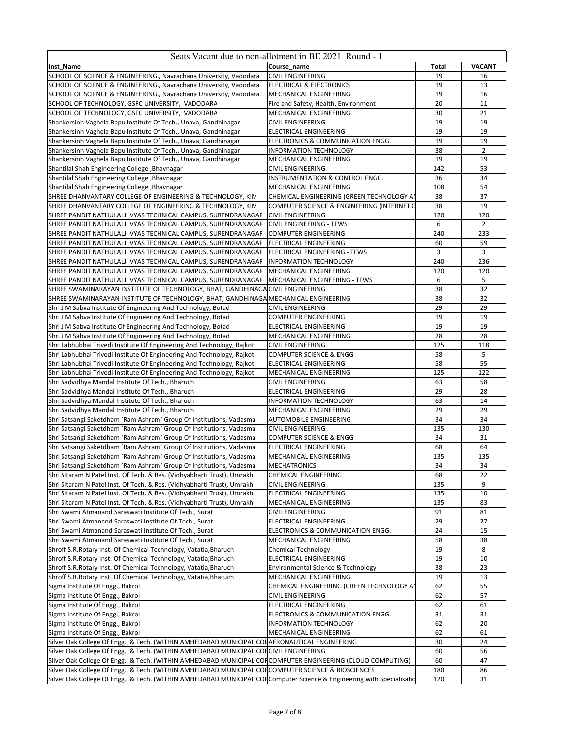| Seats Vacant due to non-allotment in BE 2021 Round - 1 | | | |
|---|---|---|---|
| **Inst_Name** | **Course_name** | **Total** | **VACANT** |
| SCHOOL OF SCIENCE & ENGINEERING., Navrachana University, Vodadara | CIVIL ENGINEERING | 19 | 16 |
| SCHOOL OF SCIENCE & ENGINEERING., Navrachana University, Vodadara | ELECTRICAL & ELECTRONICS | 19 | 13 |
| SCHOOL OF SCIENCE & ENGINEERING., Navrachana University, Vodadara | MECHANICAL ENGINEERING | 19 | 16 |
| SCHOOL OF TECHNOLOGY, GSFC UNIVERSITY, VADODARA | Fire and Safety, Health, Environment | 20 | 11 |
| SCHOOL OF TECHNOLOGY, GSFC UNIVERSITY, VADODARA | MECHANICAL ENGINEERING | 30 | 21 |
| Shankersinh Vaghela Bapu Institute Of Tech., Unava, Gandhinagar | CIVIL ENGINEERING | 19 | 19 |
| Shankersinh Vaghela Bapu Institute Of Tech., Unava, Gandhinagar | ELECTRICAL ENGINEERING | 19 | 19 |
| Shankersinh Vaghela Bapu Institute Of Tech., Unava, Gandhinagar | ELECTRONICS & COMMUNICATION ENGG. | 19 | 19 |
| Shankersinh Vaghela Bapu Institute Of Tech., Unava, Gandhinagar | INFORMATION TECHNOLOGY | 38 | 2 |
| Shankersinh Vaghela Bapu Institute Of Tech., Unava, Gandhinagar | MECHANICAL ENGINEERING | 19 | 19 |
| Shantilal Shah Engineering College ,Bhavnagar | CIVIL ENGINEERING | 142 | 53 |
| Shantilal Shah Engineering College ,Bhavnagar | INSTRUMENTATION & CONTROL ENGG. | 36 | 34 |
| Shantilal Shah Engineering College ,Bhavnagar | MECHANICAL ENGINEERING | 108 | 54 |
| SHREE DHANVANTARY COLLEGE OF ENGINEERING & TECHNOLOGY, KIM | CHEMICAL ENGINEERING (GREEN TECHNOLOGY AI | 38 | 37 |
| SHREE DHANVANTARY COLLEGE OF ENGINEERING & TECHNOLOGY, KIM | COMPUTER SCIENCE & ENGINEERING (INTERNET O | 38 | 19 |
| SHREE PANDIT NATHULALJI VYAS TECHNICAL CAMPUS, SURENDRANAGAR | CIVIL ENGINEERING | 120 | 120 |
| SHREE PANDIT NATHULALJI VYAS TECHNICAL CAMPUS, SURENDRANAGAR | CIVIL ENGINEERING - TFWS | 6 | 2 |
| SHREE PANDIT NATHULALJI VYAS TECHNICAL CAMPUS, SURENDRANAGAR | COMPUTER ENGINEERING | 240 | 233 |
| SHREE PANDIT NATHULALJI VYAS TECHNICAL CAMPUS, SURENDRANAGAR | ELECTRICAL ENGINEERING | 60 | 59 |
| SHREE PANDIT NATHULALJI VYAS TECHNICAL CAMPUS, SURENDRANAGAR | ELECTRICAL ENGINEERING - TFWS | 3 | 3 |
| SHREE PANDIT NATHULALJI VYAS TECHNICAL CAMPUS, SURENDRANAGAR | INFORMATION TECHNOLOGY | 240 | 236 |
| SHREE PANDIT NATHULALJI VYAS TECHNICAL CAMPUS, SURENDRANAGAR | MECHANICAL ENGINEERING | 120 | 120 |
| SHREE PANDIT NATHULALJI VYAS TECHNICAL CAMPUS, SURENDRANAGAR | MECHANICAL ENGINEERING - TFWS | 6 | 5 |
| SHREE SWAMINARAYAN INSTITUTE OF TECHNOLOGY, BHAT, GANDHINAGA | CIVIL ENGINEERING | 38 | 32 |
| SHREE SWAMINARAYAN INSTITUTE OF TECHNOLOGY, BHAT, GANDHINAGA | MECHANICAL ENGINEERING | 38 | 32 |
| Shri J M Sabva Institute Of Engineering And Technology, Botad | CIVIL ENGINEERING | 29 | 29 |
| Shri J M Sabva Institute Of Engineering And Technology, Botad | COMPUTER ENGINEERING | 19 | 19 |
| Shri J M Sabva Institute Of Engineering And Technology, Botad | ELECTRICAL ENGINEERING | 19 | 19 |
| Shri J M Sabva Institute Of Engineering And Technology, Botad | MECHANICAL ENGINEERING | 28 | 28 |
| Shri Labhubhai Trivedi Institute Of Engineering And Technology, Rajkot | CIVIL ENGINEERING | 125 | 118 |
| Shri Labhubhai Trivedi Institute Of Engineering And Technology, Rajkot | COMPUTER SCIENCE & ENGG | 58 | 5 |
| Shri Labhubhai Trivedi Institute Of Engineering And Technology, Rajkot | ELECTRICAL ENGINEERING | 58 | 55 |
| Shri Labhubhai Trivedi Institute Of Engineering And Technology, Rajkot | MECHANICAL ENGINEERING | 125 | 122 |
| Shri Sadvidhya Mandal Institute Of Tech., Bharuch | CIVIL ENGINEERING | 63 | 58 |
| Shri Sadvidhya Mandal Institute Of Tech., Bharuch | ELECTRICAL ENGINEERING | 29 | 28 |
| Shri Sadvidhya Mandal Institute Of Tech., Bharuch | INFORMATION TECHNOLOGY | 63 | 14 |
| Shri Sadvidhya Mandal Institute Of Tech., Bharuch | MECHANICAL ENGINEERING | 29 | 29 |
| Shri Satsangi Saketdham `Ram Ashram` Group Of Institutions, Vadasma | AUTOMOBILE ENGINEERING | 34 | 34 |
| Shri Satsangi Saketdham `Ram Ashram` Group Of Institutions, Vadasma | CIVIL ENGINEERING | 135 | 130 |
| Shri Satsangi Saketdham `Ram Ashram` Group Of Institutions, Vadasma | COMPUTER SCIENCE & ENGG | 34 | 31 |
| Shri Satsangi Saketdham `Ram Ashram` Group Of Institutions, Vadasma | ELECTRICAL ENGINEERING | 68 | 64 |
| Shri Satsangi Saketdham `Ram Ashram` Group Of Institutions, Vadasma | MECHANICAL ENGINEERING | 135 | 135 |
| Shri Satsangi Saketdham `Ram Ashram` Group Of Institutions, Vadasma | MECHATRONICS | 34 | 34 |
| Shri Sitaram N Patel Inst. Of Tech. & Res. (Vidhyabharti Trust), Umrakh | CHEMICAL ENGINEERING | 68 | 22 |
| Shri Sitaram N Patel Inst. Of Tech. & Res. (Vidhyabharti Trust), Umrakh | CIVIL ENGINEERING | 135 | 9 |
| Shri Sitaram N Patel Inst. Of Tech. & Res. (Vidhyabharti Trust), Umrakh | ELECTRICAL ENGINEERING | 135 | 10 |
| Shri Sitaram N Patel Inst. Of Tech. & Res. (Vidhyabharti Trust), Umrakh | MECHANICAL ENGINEERING | 135 | 83 |
| Shri Swami Atmanand Saraswati Institute Of Tech., Surat | CIVIL ENGINEERING | 91 | 81 |
| Shri Swami Atmanand Saraswati Institute Of Tech., Surat | ELECTRICAL ENGINEERING | 29 | 27 |
| Shri Swami Atmanand Saraswati Institute Of Tech., Surat | ELECTRONICS & COMMUNICATION ENGG. | 24 | 15 |
| Shri Swami Atmanand Saraswati Institute Of Tech., Surat | MECHANICAL ENGINEERING | 58 | 38 |
| Shroff S.R.Rotary Inst. Of Chemical Technology, Vatatia,Bharuch | Chemical Technology | 19 | 8 |
| Shroff S.R.Rotary Inst. Of Chemical Technology, Vatatia,Bharuch | ELECTRICAL ENGINEERING | 19 | 10 |
| Shroff S.R.Rotary Inst. Of Chemical Technology, Vatatia,Bharuch | Environmental Science & Technology | 38 | 23 |
| Shroff S.R.Rotary Inst. Of Chemical Technology, Vatatia,Bharuch | MECHANICAL ENGINEERING | 19 | 13 |
| Sigma Institute Of Engg., Bakrol | CHEMICAL ENGINEERING (GREEN TECHNOLOGY AI | 62 | 55 |
| Sigma Institute Of Engg., Bakrol | CIVIL ENGINEERING | 62 | 57 |
| Sigma Institute Of Engg., Bakrol | ELECTRICAL ENGINEERING | 62 | 61 |
| Sigma Institute Of Engg., Bakrol | ELECTRONICS & COMMUNICATION ENGG. | 31 | 31 |
| Sigma Institute Of Engg., Bakrol | INFORMATION TECHNOLOGY | 62 | 20 |
| Sigma Institute Of Engg., Bakrol | MECHANICAL ENGINEERING | 62 | 61 |
| Silver Oak College Of Engg., & Tech. (WITHIN AMHEDABAD MUNICIPAL COR | AERONAUTICAL ENGINEERING | 30 | 24 |
| Silver Oak College Of Engg., & Tech. (WITHIN AMHEDABAD MUNICIPAL COR | CIVIL ENGINEERING | 60 | 56 |
| Silver Oak College Of Engg., & Tech. (WITHIN AMHEDABAD MUNICIPAL COR | COMPUTER ENGINEERING (CLOUD COMPUTING) | 60 | 47 |
| Silver Oak College Of Engg., & Tech. (WITHIN AMHEDABAD MUNICIPAL COR | COMPUTER SCIENCE & BIOSCIENCES | 180 | 86 |
| Silver Oak College Of Engg., & Tech. (WITHIN AMHEDABAD MUNICIPAL COR | Computer Science & Engineering with Specialisatio | 120 | 31 |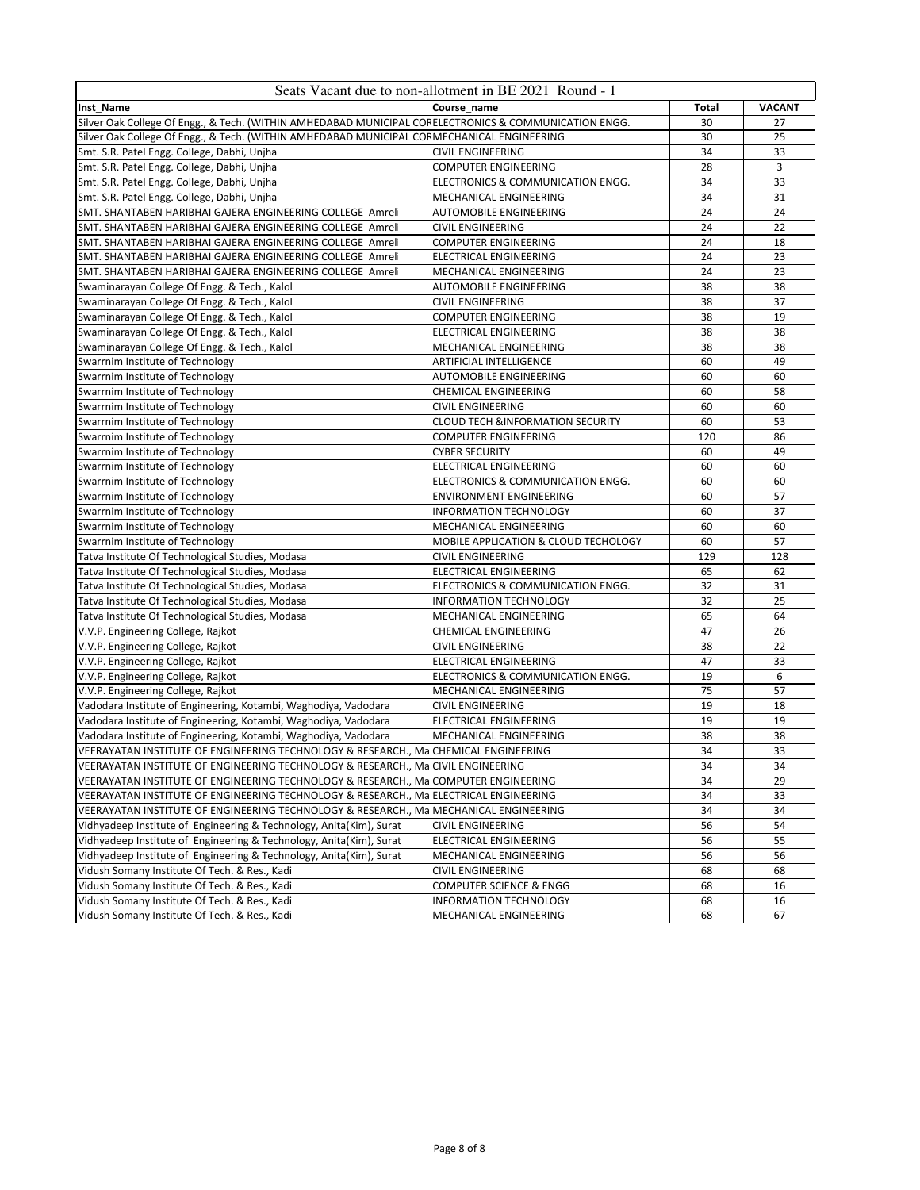| Seats Vacant due to non-allotment in BE 2021 Round - 1 | | | |
|---|---|---|---|
| **Inst_Name** | **Course_name** | **Total** | **VACANT** |
| Silver Oak College Of Engg., & Tech. (WITHIN AMHEDABAD MUNICIPAL COR | ELECTRONICS & COMMUNICATION ENGG. | 30 | 27 |
| Silver Oak College Of Engg., & Tech. (WITHIN AMHEDABAD MUNICIPAL COR | MECHANICAL ENGINEERING | 30 | 25 |
| Smt. S.R. Patel Engg. College, Dabhi, Unjha | CIVIL ENGINEERING | 34 | 33 |
| Smt. S.R. Patel Engg. College, Dabhi, Unjha | COMPUTER ENGINEERING | 28 | 3 |
| Smt. S.R. Patel Engg. College, Dabhi, Unjha | ELECTRONICS & COMMUNICATION ENGG. | 34 | 33 |
| Smt. S.R. Patel Engg. College, Dabhi, Unjha | MECHANICAL ENGINEERING | 34 | 31 |
| SMT. SHANTABEN HARIBHAI GAJERA ENGINEERING COLLEGE Amreli | AUTOMOBILE ENGINEERING | 24 | 24 |
| SMT. SHANTABEN HARIBHAI GAJERA ENGINEERING COLLEGE Amreli | CIVIL ENGINEERING | 24 | 22 |
| SMT. SHANTABEN HARIBHAI GAJERA ENGINEERING COLLEGE Amreli | COMPUTER ENGINEERING | 24 | 18 |
| SMT. SHANTABEN HARIBHAI GAJERA ENGINEERING COLLEGE Amreli | ELECTRICAL ENGINEERING | 24 | 23 |
| SMT. SHANTABEN HARIBHAI GAJERA ENGINEERING COLLEGE Amreli | MECHANICAL ENGINEERING | 24 | 23 |
| Swaminarayan College Of Engg. & Tech., Kalol | AUTOMOBILE ENGINEERING | 38 | 38 |
| Swaminarayan College Of Engg. & Tech., Kalol | CIVIL ENGINEERING | 38 | 37 |
| Swaminarayan College Of Engg. & Tech., Kalol | COMPUTER ENGINEERING | 38 | 19 |
| Swaminarayan College Of Engg. & Tech., Kalol | ELECTRICAL ENGINEERING | 38 | 38 |
| Swaminarayan College Of Engg. & Tech., Kalol | MECHANICAL ENGINEERING | 38 | 38 |
| Swarrnim Institute of Technology | ARTIFICIAL INTELLIGENCE | 60 | 49 |
| Swarrnim Institute of Technology | AUTOMOBILE ENGINEERING | 60 | 60 |
| Swarrnim Institute of Technology | CHEMICAL ENGINEERING | 60 | 58 |
| Swarrnim Institute of Technology | CIVIL ENGINEERING | 60 | 60 |
| Swarrnim Institute of Technology | CLOUD TECH &INFORMATION SECURITY | 60 | 53 |
| Swarrnim Institute of Technology | COMPUTER ENGINEERING | 120 | 86 |
| Swarrnim Institute of Technology | CYBER SECURITY | 60 | 49 |
| Swarrnim Institute of Technology | ELECTRICAL ENGINEERING | 60 | 60 |
| Swarrnim Institute of Technology | ELECTRONICS & COMMUNICATION ENGG. | 60 | 60 |
| Swarrnim Institute of Technology | ENVIRONMENT ENGINEERING | 60 | 57 |
| Swarrnim Institute of Technology | INFORMATION TECHNOLOGY | 60 | 37 |
| Swarrnim Institute of Technology | MECHANICAL ENGINEERING | 60 | 60 |
| Swarrnim Institute of Technology | MOBILE APPLICATION & CLOUD TECHOLOGY | 60 | 57 |
| Tatva Institute Of Technological Studies, Modasa | CIVIL ENGINEERING | 129 | 128 |
| Tatva Institute Of Technological Studies, Modasa | ELECTRICAL ENGINEERING | 65 | 62 |
| Tatva Institute Of Technological Studies, Modasa | ELECTRONICS & COMMUNICATION ENGG. | 32 | 31 |
| Tatva Institute Of Technological Studies, Modasa | INFORMATION TECHNOLOGY | 32 | 25 |
| Tatva Institute Of Technological Studies, Modasa | MECHANICAL ENGINEERING | 65 | 64 |
| V.V.P. Engineering College, Rajkot | CHEMICAL ENGINEERING | 47 | 26 |
| V.V.P. Engineering College, Rajkot | CIVIL ENGINEERING | 38 | 22 |
| V.V.P. Engineering College, Rajkot | ELECTRICAL ENGINEERING | 47 | 33 |
| V.V.P. Engineering College, Rajkot | ELECTRONICS & COMMUNICATION ENGG. | 19 | 6 |
| V.V.P. Engineering College, Rajkot | MECHANICAL ENGINEERING | 75 | 57 |
| Vadodara Institute of Engineering, Kotambi, Waghodiya, Vadodara | CIVIL ENGINEERING | 19 | 18 |
| Vadodara Institute of Engineering, Kotambi, Waghodiya, Vadodara | ELECTRICAL ENGINEERING | 19 | 19 |
| Vadodara Institute of Engineering, Kotambi, Waghodiya, Vadodara | MECHANICAL ENGINEERING | 38 | 38 |
| VEERAYATAN INSTITUTE OF ENGINEERING TECHNOLOGY & RESEARCH., Ma | CHEMICAL ENGINEERING | 34 | 33 |
| VEERAYATAN INSTITUTE OF ENGINEERING TECHNOLOGY & RESEARCH., Ma | CIVIL ENGINEERING | 34 | 34 |
| VEERAYATAN INSTITUTE OF ENGINEERING TECHNOLOGY & RESEARCH., Ma | COMPUTER ENGINEERING | 34 | 29 |
| VEERAYATAN INSTITUTE OF ENGINEERING TECHNOLOGY & RESEARCH., Ma | ELECTRICAL ENGINEERING | 34 | 33 |
| VEERAYATAN INSTITUTE OF ENGINEERING TECHNOLOGY & RESEARCH., Ma | MECHANICAL ENGINEERING | 34 | 34 |
| Vidhyadeep Institute of Engineering & Technology, Anita(Kim), Surat | CIVIL ENGINEERING | 56 | 54 |
| Vidhyadeep Institute of Engineering & Technology, Anita(Kim), Surat | ELECTRICAL ENGINEERING | 56 | 55 |
| Vidhyadeep Institute of Engineering & Technology, Anita(Kim), Surat | MECHANICAL ENGINEERING | 56 | 56 |
| Vidush Somany Institute Of Tech. & Res., Kadi | CIVIL ENGINEERING | 68 | 68 |
| Vidush Somany Institute Of Tech. & Res., Kadi | COMPUTER SCIENCE & ENGG | 68 | 16 |
| Vidush Somany Institute Of Tech. & Res., Kadi | INFORMATION TECHNOLOGY | 68 | 16 |
| Vidush Somany Institute Of Tech. & Res., Kadi | MECHANICAL ENGINEERING | 68 | 67 |